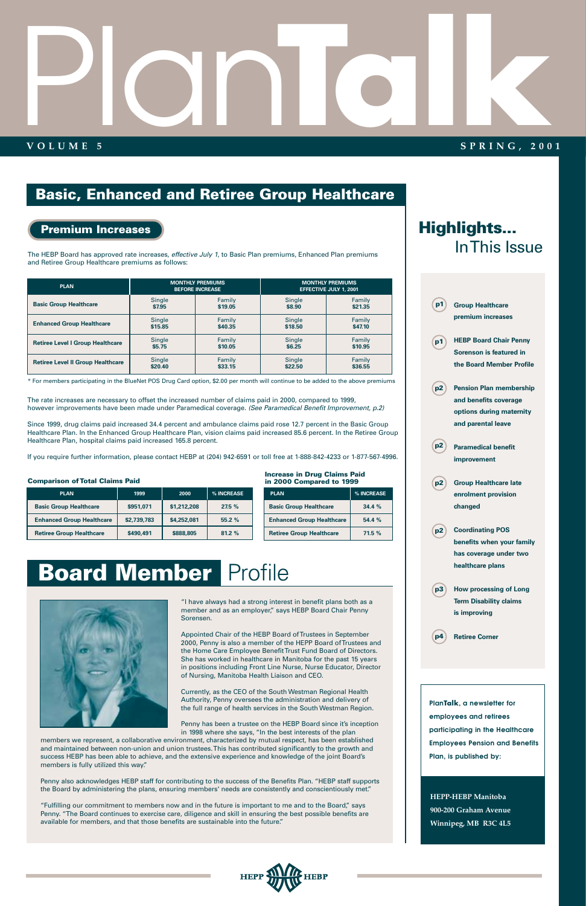# PlanTalk

**VOLUME 5** **SPRING, 2001**

## Basic, Enhanced and Retiree Group Healthcare

### Premium Increases

The HEBP Board has approved rate increases, *effective July 1*, to Basic Plan premiums, Enhanced Plan premiums and Retiree Group Healthcare premiums as follows:

| PLAN | MONTHLY PREMIUMS BEFORE INCREASE | | MONTHLY PREMIUMS EFFECTIVE JULY 1, 2001 | |
|---|---|---|---|---|
| **Basic Group Healthcare** | Single **$7.95** | Family **$19.05** | Single **$8.90** | Family **$21.35** |
| **Enhanced Group Healthcare** | Single **$15.85** | Family **$40.35** | Single **$18.50** | Family **$47.10** |
| **Retiree Level I Group Healthcare** | Single **$5.75** | Family **$10.05** | Single **$6.25** | Family **$10.95** |
| **Retiree Level II Group Healthcare** | Single **$20.40** | Family **$33.15** | Single **$22.50** | Family **$36.55** |

\* For members participating in the BlueNet POS Drug Card option, $2.00 per month will continue to be added to the above premiums

The rate increases are necessary to offset the increased number of claims paid in 2000, compared to 1999, however improvements have been made under Paramedical coverage. *(See Paramedical Benefit Improvement, p.2)*

Since 1999, drug claims paid increased 34.4 percent and ambulance claims paid rose 12.7 percent in the Basic Group Healthcare Plan. In the Enhanced Group Healthcare Plan, vision claims paid increased 85.6 percent. In the Retiree Group Healthcare Plan, hospital claims paid increased 165.8 percent.

If you require further information, please contact HEBP at (204) 942-6591 or toll free at 1-888-842-4233 or 1-877-567-4996.

**Comparison of Total Claims Paid**

| PLAN | 1999 | 2000 | % INCREASE |
|---|---|---|---|
| **Basic Group Healthcare** | **$951,071** | **$1,212,208** | **27.5 %** |
| **Enhanced Group Healthcare** | **$2,739,783** | **$4,252,081** | **55.2 %** |
| **Retiree Group Healthcare** | **$490,491** | **$888,805** | **81.2 %** |

**Increase in Drug Claims Paid in 2000 Compared to 1999**

| PLAN | % INCREASE |
|---|---|
| **Basic Group Healthcare** | **34.4 %** |
| **Enhanced Group Healthcare** | **54.4 %** |
| **Retiree Group Healthcare** | **71.5 %** |

## Board Member Profile

"I have always had a strong interest in benefit plans both as a member and as an employer," says HEBP Board Chair Penny Sorensen.

Appointed Chair of the HEBP Board of Trustees in September 2000, Penny is also a member of the HEPP Board of Trustees and the Home Care Employee Benefit Trust Fund Board of Directors. She has worked in healthcare in Manitoba for the past 15 years in positions including Front Line Nurse, Nurse Educator, Director of Nursing, Manitoba Health Liaison and CEO.

Currently, as the CEO of the South Westman Regional Health Authority, Penny oversees the administration and delivery of the full range of health services in the South Westman Region.

Penny has been a trustee on the HEBP Board since it's inception in 1998 where she says, "In the best interests of the plan members we represent, a collaborative environment, characterized by mutual respect, has been established and maintained between non-union and union trustees. This has contributed significantly to the growth and success HEBP has been able to achieve, and the extensive experience and knowledge of the joint Board's members is fully utilized this way."

Penny also acknowledges HEBP staff for contributing to the success of the Benefits Plan. "HEBP staff supports the Board by administering the plans, ensuring members' needs are consistently and conscientiously met."

"Fulfilling our commitment to members now and in the future is important to me and to the Board," says Penny. "The Board continues to exercise care, diligence and skill in ensuring the best possible benefits are available for members, and that those benefits are sustainable into the future."

## Highlights... In This Issue

- **p1** Group Healthcare premium increases
- **p1** HEBP Board Chair Penny Sorenson is featured in the Board Member Profile
- **p2** Pension Plan membership and benefits coverage options during maternity and parental leave
- **p2** Paramedical benefit improvement
- **p2** Group Healthcare late enrolment provision changed
- **p2** Coordinating POS benefits when your family has coverage under two healthcare plans
- **p3** How processing of Long Term Disability claims is improving
- **p4** Retiree Corner

Plan**Talk**, a newsletter for employees and retirees participating in the Healthcare Employees Pension and Benefits Plan, is published by:

**HEPP-HEBP Manitoba**
**900-200 Graham Avenue**
**Winnipeg, MB R3C 4L5**

HEPP HEBP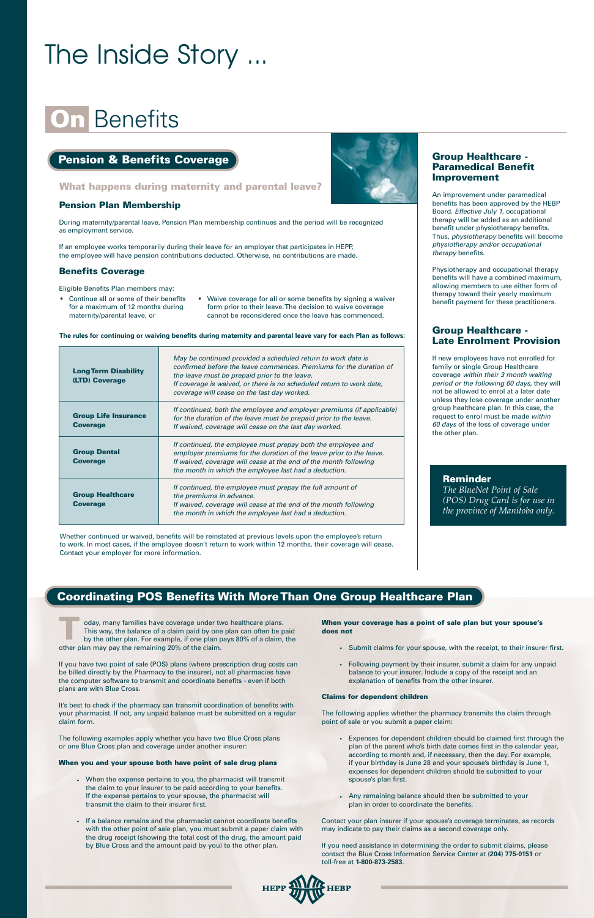# The Inside Story ...

# On Benefits

## Pension & Benefits Coverage

### What happens during maternity and parental leave?

### Pension Plan Membership

During maternity/parental leave, Pension Plan membership continues and the period will be recognized as employment service.

If an employee works temporarily during their leave for an employer that participates in HEPP, the employee will have pension contributions deducted. Otherwise, no contributions are made.

### Benefits Coverage

Eligible Benefits Plan members may:

- Continue all or some of their benefits for a maximum of 12 months during maternity/parental leave, or
- Waive coverage for all or some benefits by signing a waiver form prior to their leave. The decision to waive coverage cannot be reconsidered once the leave has commenced.

**The rules for continuing or waiving benefits during maternity and parental leave vary for each Plan as follows:**

| | |
|---|---|
| **Long Term Disability (LTD) Coverage** | *May be continued provided a scheduled return to work date is confirmed before the leave commences. Premiums for the duration of the leave must be prepaid prior to the leave. If coverage is waived, or there is no scheduled return to work date, coverage will cease on the last day worked.* |
| **Group Life Insurance Coverage** | *If continued, both the employee and employer premiums (if applicable) for the duration of the leave must be prepaid prior to the leave. If waived, coverage will cease on the last day worked.* |
| **Group Dental Coverage** | *If continued, the employee must prepay both the employee and employer premiums for the duration of the leave prior to the leave. If waived, coverage will cease at the end of the month following the month in which the employee last had a deduction.* |
| **Group Healthcare Coverage** | *If continued, the employee must prepay the full amount of the premiums in advance. If waived, coverage will cease at the end of the month following the month in which the employee last had a deduction.* |

Whether continued or waived, benefits will be reinstated at previous levels upon the employee's return to work. In most cases, if the employee doesn't return to work within 12 months, their coverage will cease. Contact your employer for more information.

## Group Healthcare - Paramedical Benefit Improvement

An improvement under paramedical benefits has been approved by the HEBP Board. *Effective July 1*, occupational therapy will be added as an additional benefit under physiotherapy benefits. Thus, *physiotherapy* benefits will become *physiotherapy and/or occupational therapy* benefits.

Physiotherapy and occupational therapy benefits will have a combined maximum, allowing members to use either form of therapy toward their yearly maximum benefit payment for these practitioners.

## Group Healthcare - Late Enrolment Provision

If new employees have not enrolled for family or single Group Healthcare coverage *within their 3 month waiting period or the following 60 days*, they will not be allowed to enrol at a later date unless they lose coverage under another group healthcare plan. In this case, the request to enrol must be made *within 60 days* of the loss of coverage under the other plan.

### Reminder

*The BlueNet Point of Sale (POS) Drug Card is for use in the province of Manitoba only.*

## Coordinating POS Benefits With More Than One Group Healthcare Plan

Today, many families have coverage under two healthcare plans. This way, the balance of a claim paid by one plan can often be paid by the other plan. For example, if one plan pays 80% of a claim, the other plan may pay the remaining 20% of the claim.

If you have two point of sale (POS) plans (where prescription drug costs can be billed directly by the Pharmacy to the insurer), not all pharmacies have the computer software to transmit and coordinate benefits - even if both plans are with Blue Cross.

It's best to check if the pharmacy can transmit coordination of benefits with your pharmacist. If not, any unpaid balance must be submitted on a regular claim form.

The following examples apply whether you have two Blue Cross plans or one Blue Cross plan and coverage under another insurer:

**When you and your spouse both have point of sale drug plans**

- When the expense pertains to you, the pharmacist will transmit the claim to your insurer to be paid according to your benefits. If the expense pertains to your spouse, the pharmacist will transmit the claim to their insurer first.
- If a balance remains and the pharmacist cannot coordinate benefits with the other point of sale plan, you must submit a paper claim with the drug receipt (showing the total cost of the drug, the amount paid by Blue Cross and the amount paid by you) to the other plan.

**When your coverage has a point of sale plan but your spouse's does not**

- Submit claims for your spouse, with the receipt, to their insurer first.
- Following payment by their insurer, submit a claim for any unpaid balance to your insurer. Include a copy of the receipt and an explanation of benefits from the other insurer.

**Claims for dependent children**

The following applies whether the pharmacy transmits the claim through point of sale or you submit a paper claim:

- Expenses for dependent children should be claimed first through the plan of the parent who's birth date comes first in the calendar year, according to month and, if necessary, then the day. For example, if your birthday is June 28 and your spouse's birthday is June 1, expenses for dependent children should be submitted to your spouse's plan first.
- Any remaining balance should then be submitted to your plan in order to coordinate the benefits.

Contact your plan insurer if your spouse's coverage terminates, as records may indicate to pay their claims as a second coverage only.

If you need assistance in determining the order to submit claims, please contact the Blue Cross Information Service Center at **(204) 775-0151** or toll-free at **1-800-873-2583**.

HEPP HEBP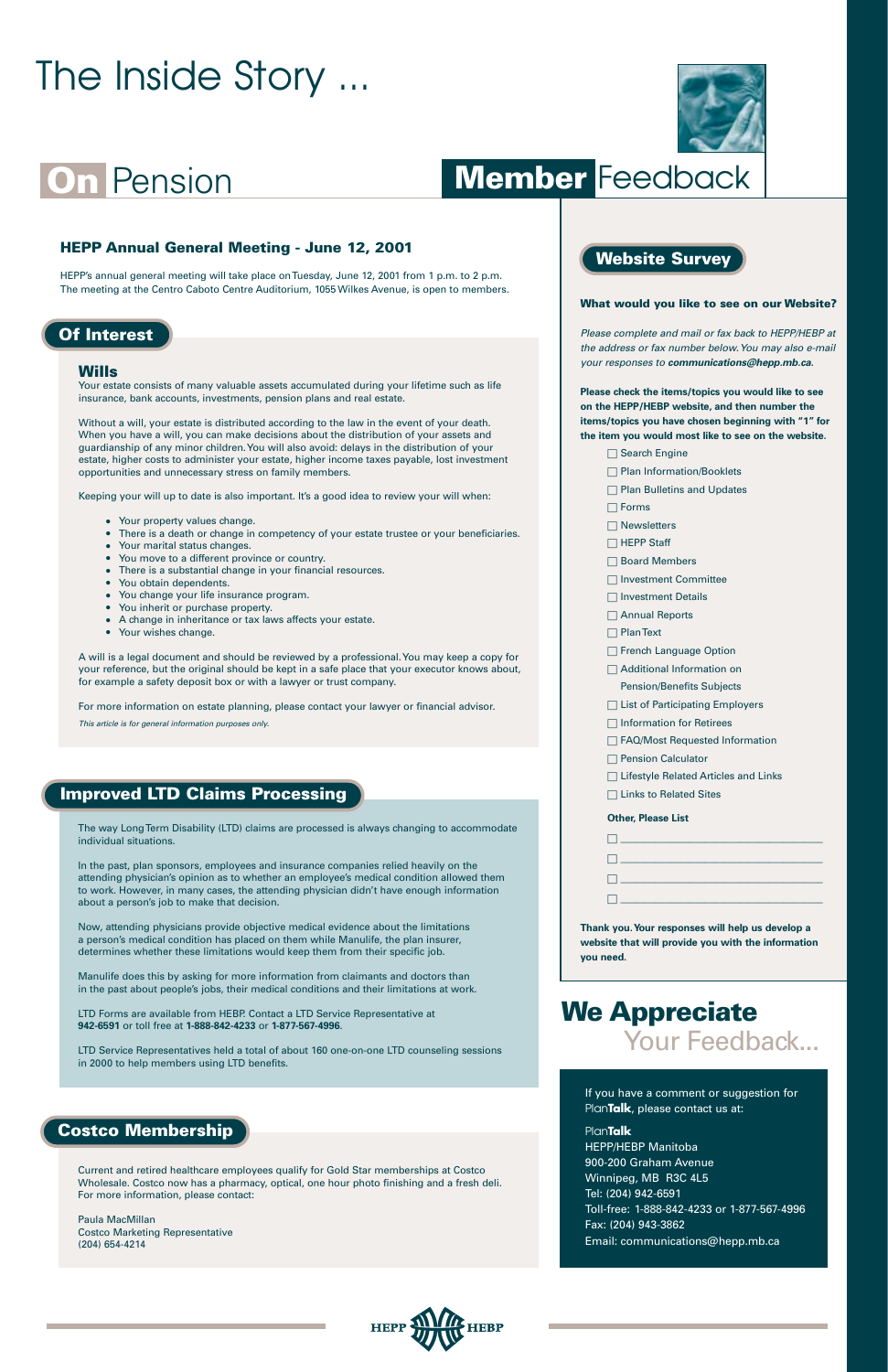# The Inside Story ...

## On Pension

### HEPP Annual General Meeting - June 12, 2001

HEPP's annual general meeting will take place on Tuesday, June 12, 2001 from 1 p.m. to 2 p.m. The meeting at the Centro Caboto Centre Auditorium, 1055 Wilkes Avenue, is open to members.

### Of Interest

#### Wills

Your estate consists of many valuable assets accumulated during your lifetime such as life insurance, bank accounts, investments, pension plans and real estate.

Without a will, your estate is distributed according to the law in the event of your death. When you have a will, you can make decisions about the distribution of your assets and guardianship of any minor children. You will also avoid: delays in the distribution of your estate, higher costs to administer your estate, higher income taxes payable, lost investment opportunities and unnecessary stress on family members.

Keeping your will up to date is also important. It's a good idea to review your will when:

- Your property values change.
- There is a death or change in competency of your estate trustee or your beneficiaries.
- Your marital status changes.
- You move to a different province or country.
- There is a substantial change in your financial resources.
- You obtain dependents.
- You change your life insurance program.
- You inherit or purchase property.
- A change in inheritance or tax laws affects your estate.
- Your wishes change.

A will is a legal document and should be reviewed by a professional. You may keep a copy for your reference, but the original should be kept in a safe place that your executor knows about, for example a safety deposit box or with a lawyer or trust company.

For more information on estate planning, please contact your lawyer or financial advisor.

*This article is for general information purposes only.*

### Improved LTD Claims Processing

The way Long Term Disability (LTD) claims are processed is always changing to accommodate individual situations.

In the past, plan sponsors, employees and insurance companies relied heavily on the attending physician's opinion as to whether an employee's medical condition allowed them to work. However, in many cases, the attending physician didn't have enough information about a person's job to make that decision.

Now, attending physicians provide objective medical evidence about the limitations a person's medical condition has placed on them while Manulife, the plan insurer, determines whether these limitations would keep them from their specific job.

Manulife does this by asking for more information from claimants and doctors than in the past about people's jobs, their medical conditions and their limitations at work.

LTD Forms are available from HEBP. Contact a LTD Service Representative at **942-6591** or toll free at **1-888-842-4233** or **1-877-567-4996**.

LTD Service Representatives held a total of about 160 one-on-one LTD counseling sessions in 2000 to help members using LTD benefits.

### Costco Membership

Current and retired healthcare employees qualify for Gold Star memberships at Costco Wholesale. Costco now has a pharmacy, optical, one hour photo finishing and a fresh deli. For more information, please contact:

Paula MacMillan
Costco Marketing Representative
(204) 654-4214

## Member Feedback

### Website Survey

**What would you like to see on our Website?**

*Please complete and mail or fax back to HEPP/HEBP at the address or fax number below. You may also e-mail your responses to **communications@hepp.mb.ca**.*

**Please check the items/topics you would like to see on the HEPP/HEBP website, and then number the items/topics you have chosen beginning with "1" for the item you would most like to see on the website.**

- ☐ Search Engine
- ☐ Plan Information/Booklets
- ☐ Plan Bulletins and Updates
- ☐ Forms
- ☐ Newsletters
- ☐ HEPP Staff
- ☐ Board Members
- ☐ Investment Committee
- ☐ Investment Details
- ☐ Annual Reports
- ☐ Plan Text
- ☐ French Language Option
- ☐ Additional Information on Pension/Benefits Subjects
- ☐ List of Participating Employers
- ☐ Information for Retirees
- ☐ FAQ/Most Requested Information
- ☐ Pension Calculator
- ☐ Lifestyle Related Articles and Links
- ☐ Links to Related Sites

**Other, Please List**

- ☐ ______________________
- ☐ ______________________
- ☐ ______________________
- ☐ ______________________

**Thank you. Your responses will help us develop a website that will provide you with the information you need.**

## We Appreciate Your Feedback...

If you have a comment or suggestion for Plan**Talk**, please contact us at:

Plan**Talk**
HEPP/HEBP Manitoba
900-200 Graham Avenue
Winnipeg, MB R3C 4L5
Tel: (204) 942-6591
Toll-free: 1-888-842-4233 or 1-877-567-4996
Fax: (204) 943-3862
Email: communications@hepp.mb.ca

HEPP HEBP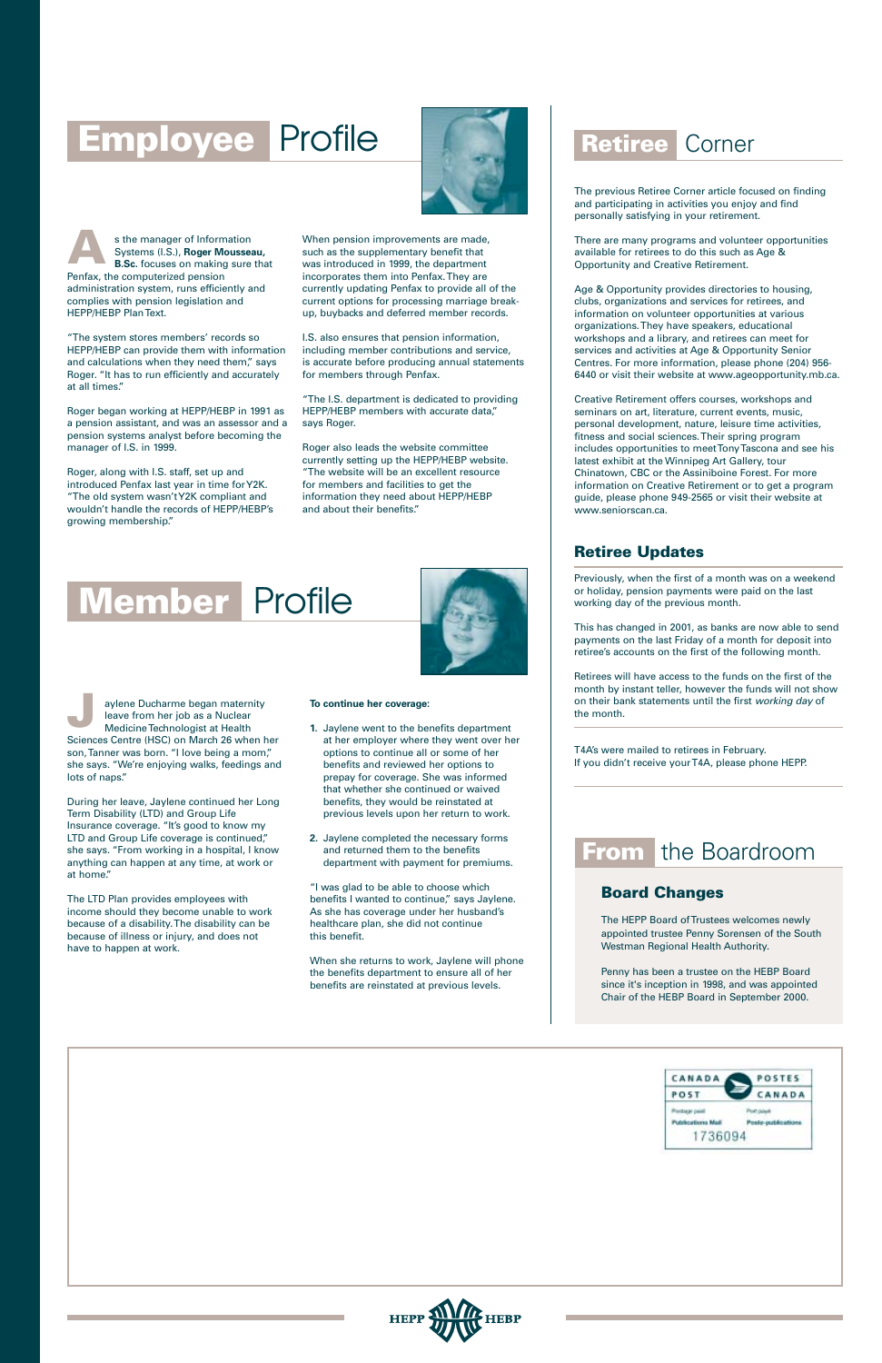# Employee Profile

As the manager of Information Systems (I.S.), **Roger Mousseau, B.Sc.** focuses on making sure that Penfax, the computerized pension administration system, runs efficiently and complies with pension legislation and HEPP/HEBP Plan Text.

"The system stores members' records so HEPP/HEBP can provide them with information and calculations when they need them," says Roger. "It has to run efficiently and accurately at all times."

Roger began working at HEPP/HEBP in 1991 as a pension assistant, and was an assessor and a pension systems analyst before becoming the manager of I.S. in 1999.

Roger, along with I.S. staff, set up and introduced Penfax last year in time for Y2K. "The old system wasn't Y2K compliant and wouldn't handle the records of HEPP/HEBP's growing membership."

When pension improvements are made, such as the supplementary benefit that was introduced in 1999, the department incorporates them into Penfax. They are currently updating Penfax to provide all of the current options for processing marriage break-up, buybacks and deferred member records.

I.S. also ensures that pension information, including member contributions and service, is accurate before producing annual statements for members through Penfax.

"The I.S. department is dedicated to providing HEPP/HEBP members with accurate data," says Roger.

Roger also leads the website committee currently setting up the HEPP/HEBP website. "The website will be an excellent resource for members and facilities to get the information they need about HEPP/HEBP and about their benefits."

# Member Profile

Jaylene Ducharme began maternity leave from her job as a Nuclear Medicine Technologist at Health Sciences Centre (HSC) on March 26 when her son, Tanner was born. "I love being a mom," she says. "We're enjoying walks, feedings and lots of naps."

During her leave, Jaylene continued her Long Term Disability (LTD) and Group Life Insurance coverage. "It's good to know my LTD and Group Life coverage is continued," she says. "From working in a hospital, I know anything can happen at any time, at work or at home."

The LTD Plan provides employees with income should they become unable to work because of a disability. The disability can be because of illness or injury, and does not have to happen at work.

**To continue her coverage:**

1. Jaylene went to the benefits department at her employer where they went over her options to continue all or some of her benefits and reviewed her options to prepay for coverage. She was informed that whether she continued or waived benefits, they would be reinstated at previous levels upon her return to work.
2. Jaylene completed the necessary forms and returned them to the benefits department with payment for premiums.

"I was glad to be able to choose which benefits I wanted to continue," says Jaylene. As she has coverage under her husband's healthcare plan, she did not continue this benefit.

When she returns to work, Jaylene will phone the benefits department to ensure all of her benefits are reinstated at previous levels.

# Retiree Corner

The previous Retiree Corner article focused on finding and participating in activities you enjoy and find personally satisfying in your retirement.

There are many programs and volunteer opportunities available for retirees to do this such as Age & Opportunity and Creative Retirement.

Age & Opportunity provides directories to housing, clubs, organizations and services for retirees, and information on volunteer opportunities at various organizations. They have speakers, educational workshops and a library, and retirees can meet for services and activities at Age & Opportunity Senior Centres. For more information, please phone (204) 956-6440 or visit their website at www.ageopportunity.mb.ca.

Creative Retirement offers courses, workshops and seminars on art, literature, current events, music, personal development, nature, leisure time activities, fitness and social sciences. Their spring program includes opportunities to meet Tony Tascona and see his latest exhibit at the Winnipeg Art Gallery, tour Chinatown, CBC or the Assiniboine Forest. For more information on Creative Retirement or to get a program guide, please phone 949-2565 or visit their website at www.seniorscan.ca.

## Retiree Updates

Previously, when the first of a month was on a weekend or holiday, pension payments were paid on the last working day of the previous month.

This has changed in 2001, as banks are now able to send payments on the last Friday of a month for deposit into retiree's accounts on the first of the following month.

Retirees will have access to the funds on the first of the month by instant teller, however the funds will not show on their bank statements until the first *working day* of the month.

T4A's were mailed to retirees in February.
If you didn't receive your T4A, please phone HEPP.

# From the Boardroom

## Board Changes

The HEPP Board of Trustees welcomes newly appointed trustee Penny Sorensen of the South Westman Regional Health Authority.

Penny has been a trustee on the HEBP Board since it's inception in 1998, and was appointed Chair of the HEBP Board in September 2000.

CANADA POST / POSTES CANADA
Postage paid / Port payé
Publications Mail / Poste-publications
1736094

HEPP HEBP